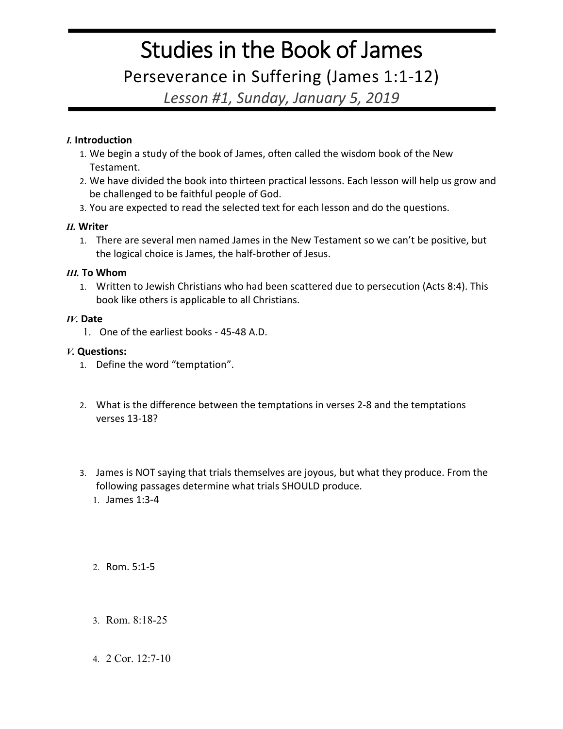# Studies in the Book of James

## Perseverance in Suffering (James 1:1-12)

*Lesson #1, Sunday, January 5, 2019*

***I.*** **Introduction**

1. We begin a study of the book of James, often called the wisdom book of the New Testament.
2. We have divided the book into thirteen practical lessons. Each lesson will help us grow and be challenged to be faithful people of God.
3. You are expected to read the selected text for each lesson and do the questions.

***II.*** **Writer**

1. There are several men named James in the New Testament so we can't be positive, but the logical choice is James, the half-brother of Jesus.

***III.*** **To Whom**

1. Written to Jewish Christians who had been scattered due to persecution (Acts 8:4). This book like others is applicable to all Christians.

***IV.*** **Date**

1. One of the earliest books - 45-48 A.D.

***V.*** **Questions:**

1. Define the word "temptation".
2. What is the difference between the temptations in verses 2-8 and the temptations verses 13-18?
3. James is NOT saying that trials themselves are joyous, but what they produce. From the following passages determine what trials SHOULD produce.
   1. James 1:3-4
   2. Rom. 5:1-5
   3. Rom. 8:18-25
   4. 2 Cor. 12:7-10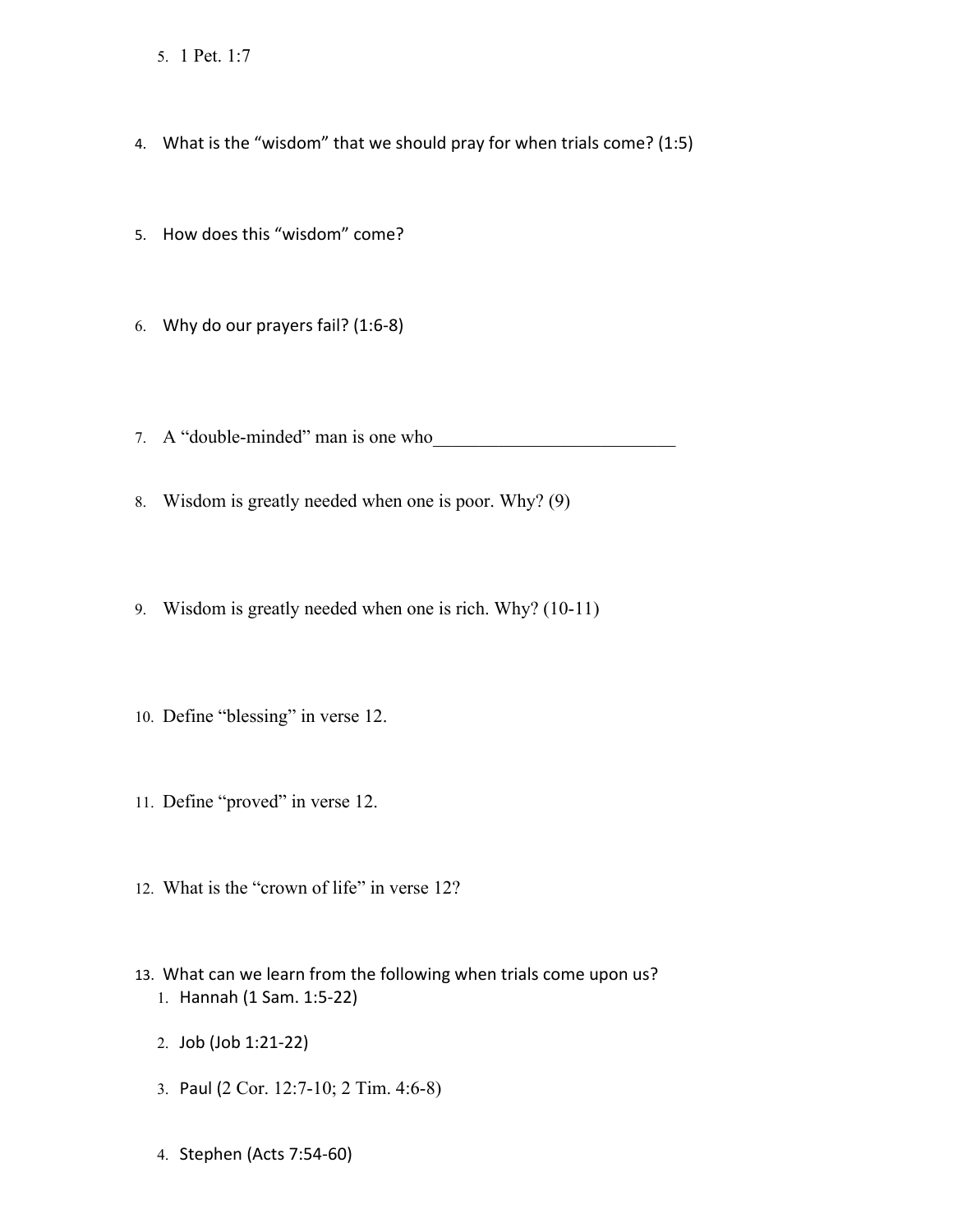5. 1 Pet. 1:7

4. What is the "wisdom" that we should pray for when trials come? (1:5)

5. How does this "wisdom" come?

6. Why do our prayers fail? (1:6-8)

7. A "double-minded" man is one who__________________________

8. Wisdom is greatly needed when one is poor. Why? (9)

9. Wisdom is greatly needed when one is rich. Why? (10-11)

10. Define "blessing" in verse 12.

11. Define "proved" in verse 12.

12. What is the "crown of life" in verse 12?

13. What can we learn from the following when trials come upon us?
    1. Hannah (1 Sam. 1:5-22)
    2. Job (Job 1:21-22)
    3. Paul (2 Cor. 12:7-10; 2 Tim. 4:6-8)
    4. Stephen (Acts 7:54-60)